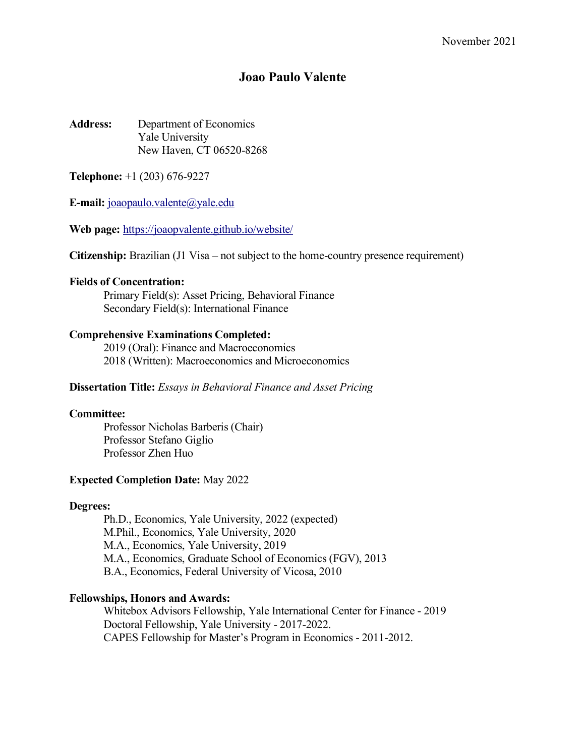November 2021

# Joao Paulo Valente

**Address:** Department of Economics
Yale University
New Haven, CT 06520-8268

**Telephone:** +1 (203) 676-9227

**E-mail:** joaopaulo.valente@yale.edu

**Web page:** https://joaopvalente.github.io/website/

**Citizenship:** Brazilian (J1 Visa – not subject to the home-country presence requirement)

**Fields of Concentration:**

Primary Field(s): Asset Pricing, Behavioral Finance
Secondary Field(s): International Finance

**Comprehensive Examinations Completed:**

2019 (Oral): Finance and Macroeconomics
2018 (Written): Macroeconomics and Microeconomics

**Dissertation Title:** *Essays in Behavioral Finance and Asset Pricing*

**Committee:**

Professor Nicholas Barberis (Chair)
Professor Stefano Giglio
Professor Zhen Huo

**Expected Completion Date:** May 2022

**Degrees:**

Ph.D., Economics, Yale University, 2022 (expected)
M.Phil., Economics, Yale University, 2020
M.A., Economics, Yale University, 2019
M.A., Economics, Graduate School of Economics (FGV), 2013
B.A., Economics, Federal University of Vicosa, 2010

**Fellowships, Honors and Awards:**

Whitebox Advisors Fellowship, Yale International Center for Finance - 2019
Doctoral Fellowship, Yale University - 2017-2022.
CAPES Fellowship for Master's Program in Economics - 2011-2012.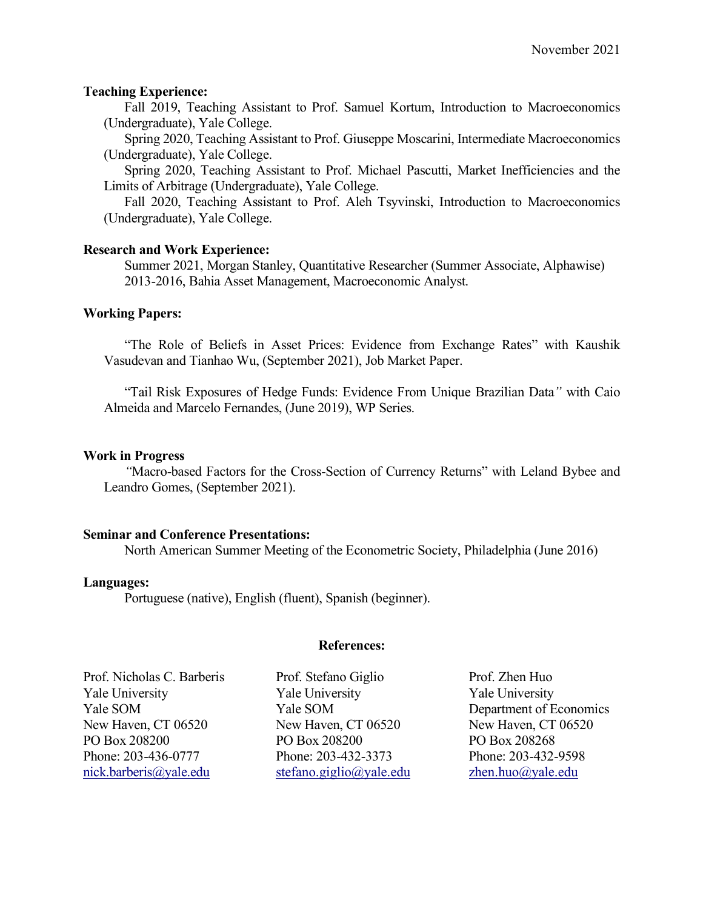November 2021

**Teaching Experience:**

Fall 2019, Teaching Assistant to Prof. Samuel Kortum, Introduction to Macroeconomics (Undergraduate), Yale College.

Spring 2020, Teaching Assistant to Prof. Giuseppe Moscarini, Intermediate Macroeconomics (Undergraduate), Yale College.

Spring 2020, Teaching Assistant to Prof. Michael Pascutti, Market Inefficiencies and the Limits of Arbitrage (Undergraduate), Yale College.

Fall 2020, Teaching Assistant to Prof. Aleh Tsyvinski, Introduction to Macroeconomics (Undergraduate), Yale College.

**Research and Work Experience:**

Summer 2021, Morgan Stanley, Quantitative Researcher (Summer Associate, Alphawise)
2013-2016, Bahia Asset Management, Macroeconomic Analyst.

**Working Papers:**

"The Role of Beliefs in Asset Prices: Evidence from Exchange Rates" with Kaushik Vasudevan and Tianhao Wu, (September 2021), Job Market Paper.

"Tail Risk Exposures of Hedge Funds: Evidence From Unique Brazilian Data" with Caio Almeida and Marcelo Fernandes, (June 2019), WP Series.

**Work in Progress**

"Macro-based Factors for the Cross-Section of Currency Returns" with Leland Bybee and Leandro Gomes, (September 2021).

**Seminar and Conference Presentations:**

North American Summer Meeting of the Econometric Society, Philadelphia (June 2016)

**Languages:**

Portuguese (native), English (fluent), Spanish (beginner).

**References:**

Prof. Nicholas C. Barberis
Yale University
Yale SOM
New Haven, CT 06520
PO Box 208200
Phone: 203-436-0777
nick.barberis@yale.edu

Prof. Stefano Giglio
Yale University
Yale SOM
New Haven, CT 06520
PO Box 208200
Phone: 203-432-3373
stefano.giglio@yale.edu

Prof. Zhen Huo
Yale University
Department of Economics
New Haven, CT 06520
PO Box 208268
Phone: 203-432-9598
zhen.huo@yale.edu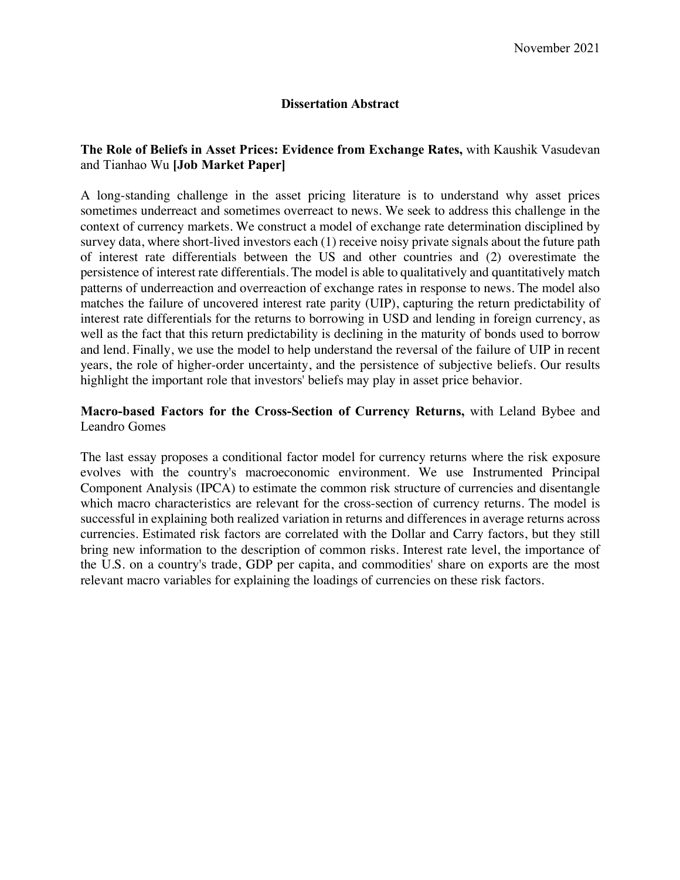November 2021

## Dissertation Abstract

**The Role of Beliefs in Asset Prices: Evidence from Exchange Rates,** with Kaushik Vasudevan and Tianhao Wu **[Job Market Paper]**

A long-standing challenge in the asset pricing literature is to understand why asset prices sometimes underreact and sometimes overreact to news. We seek to address this challenge in the context of currency markets. We construct a model of exchange rate determination disciplined by survey data, where short-lived investors each (1) receive noisy private signals about the future path of interest rate differentials between the US and other countries and (2) overestimate the persistence of interest rate differentials. The model is able to qualitatively and quantitatively match patterns of underreaction and overreaction of exchange rates in response to news. The model also matches the failure of uncovered interest rate parity (UIP), capturing the return predictability of interest rate differentials for the returns to borrowing in USD and lending in foreign currency, as well as the fact that this return predictability is declining in the maturity of bonds used to borrow and lend. Finally, we use the model to help understand the reversal of the failure of UIP in recent years, the role of higher-order uncertainty, and the persistence of subjective beliefs. Our results highlight the important role that investors' beliefs may play in asset price behavior.

**Macro-based Factors for the Cross-Section of Currency Returns,** with Leland Bybee and Leandro Gomes

The last essay proposes a conditional factor model for currency returns where the risk exposure evolves with the country's macroeconomic environment. We use Instrumented Principal Component Analysis (IPCA) to estimate the common risk structure of currencies and disentangle which macro characteristics are relevant for the cross-section of currency returns. The model is successful in explaining both realized variation in returns and differences in average returns across currencies. Estimated risk factors are correlated with the Dollar and Carry factors, but they still bring new information to the description of common risks. Interest rate level, the importance of the U.S. on a country's trade, GDP per capita, and commodities' share on exports are the most relevant macro variables for explaining the loadings of currencies on these risk factors.